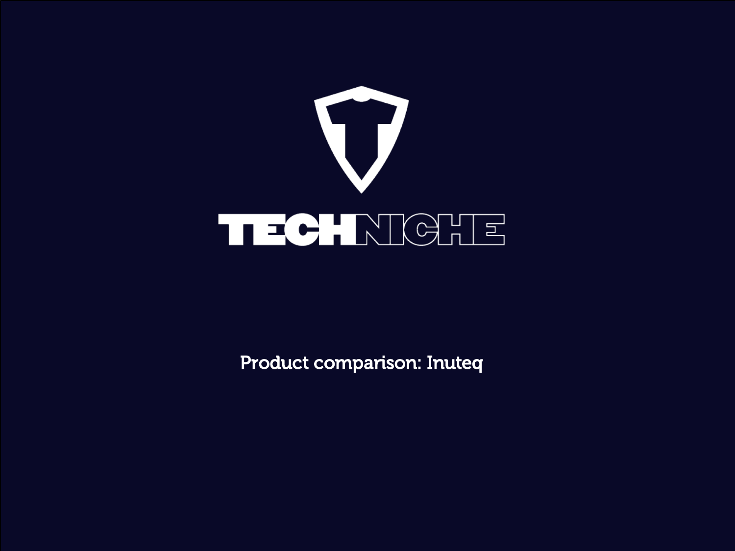TECHNICHE

Product comparison: Inuteq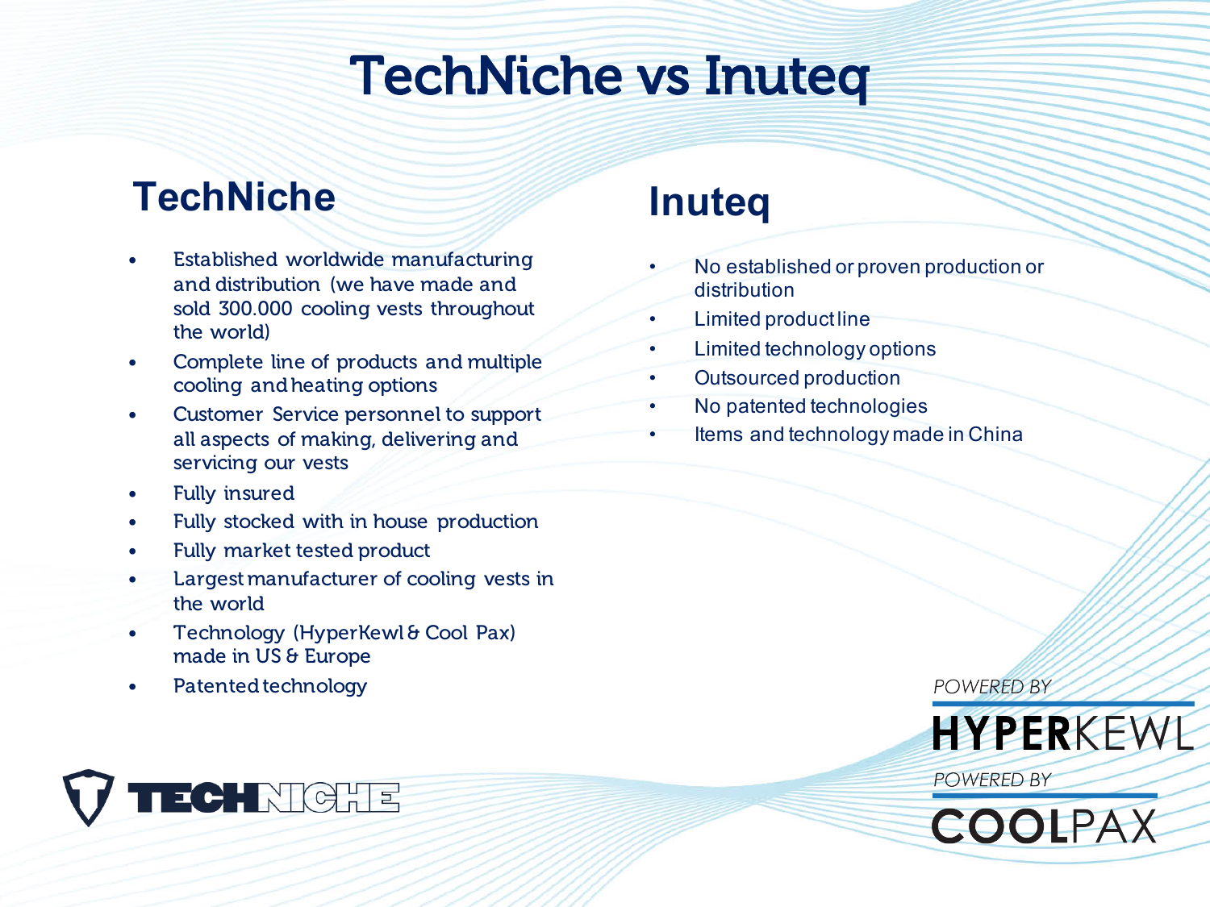# TechNiche vs Inuteq

## TechNiche

- Established worldwide manufacturing and distribution (we have made and sold 300.000 cooling vests throughout the world)
- Complete line of products and multiple cooling and heating options
- Customer Service personnel to support all aspects of making, delivering and servicing our vests
- Fully insured
- Fully stocked with in house production
- Fully market tested product
- Largest manufacturer of cooling vests in the world
- Technology (HyperKewl & Cool Pax) made in US & Europe
- Patented technology

## Inuteq

- No established or proven production or distribution
- Limited product line
- Limited technology options
- Outsourced production
- No patented technologies
- Items and technology made in China

*POWERED BY* HYPERKEWL

*POWERED BY* COOLPAX

TECHNICHE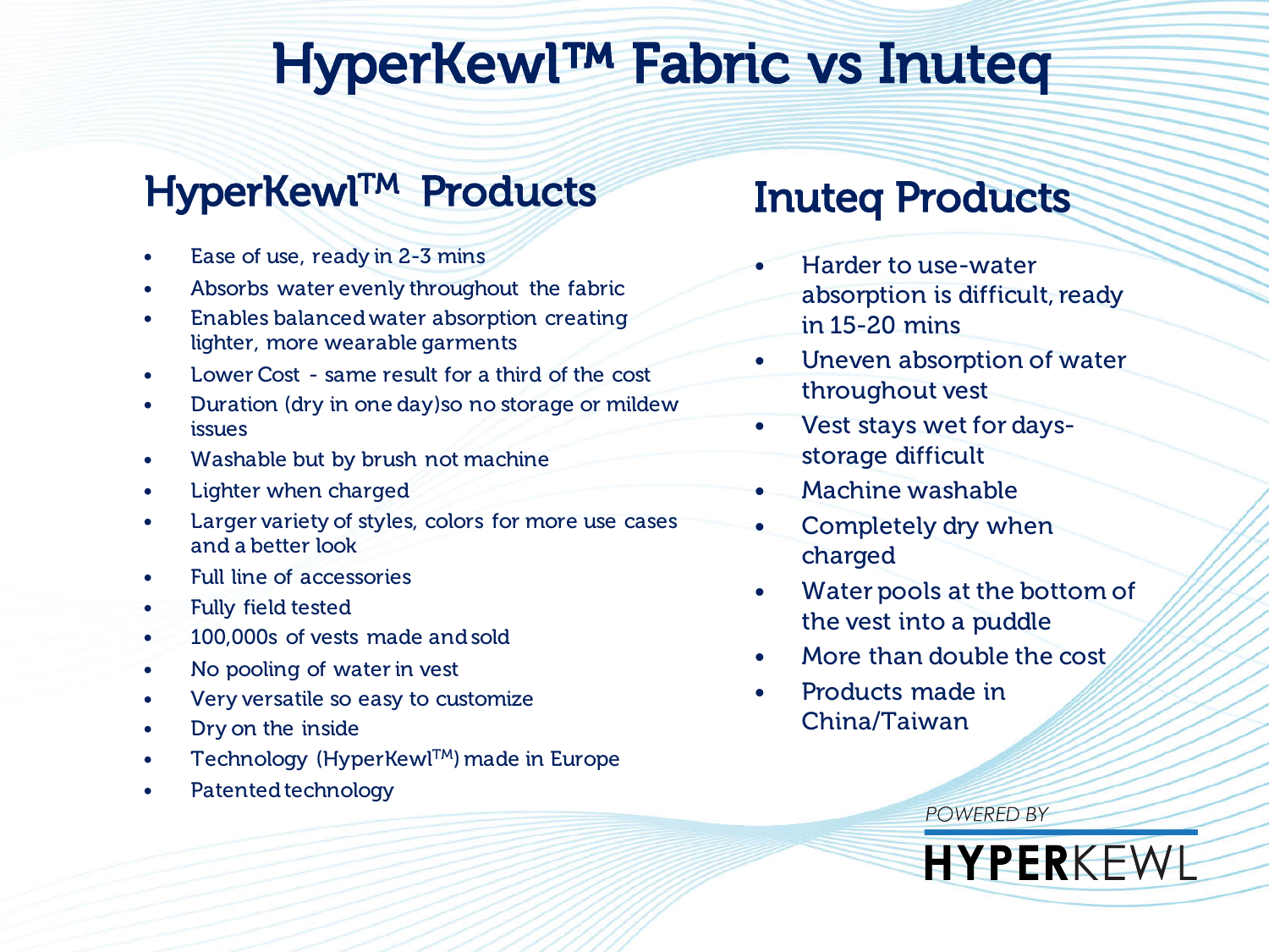# HyperKewl™ Fabric vs Inuteq

## HyperKewl™ Products

- Ease of use, ready in 2-3 mins
- Absorbs water evenly throughout the fabric
- Enables balanced water absorption creating lighter, more wearable garments
- Lower Cost - same result for a third of the cost
- Duration (dry in one day)so no storage or mildew issues
- Washable but by brush not machine
- Lighter when charged
- Larger variety of styles, colors for more use cases and a better look
- Full line of accessories
- Fully field tested
- 100,000s of vests made and sold
- No pooling of water in vest
- Very versatile so easy to customize
- Dry on the inside
- Technology (HyperKewl™) made in Europe
- Patented technology

## Inuteq Products

- Harder to use-water absorption is difficult, ready in 15-20 mins
- Uneven absorption of water throughout vest
- Vest stays wet for days-storage difficult
- Machine washable
- Completely dry when charged
- Water pools at the bottom of the vest into a puddle
- More than double the cost
- Products made in China/Taiwan

*POWERED BY*

**HYPER**KEWL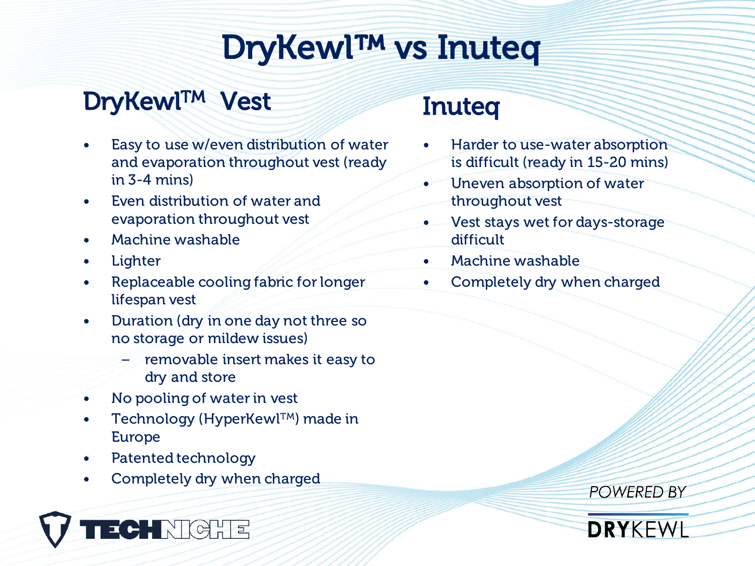# DryKewl™ vs Inuteq

## DryKewl™ Vest

- Easy to use w/even distribution of water and evaporation throughout vest (ready in 3-4 mins)
- Even distribution of water and evaporation throughout vest
- Machine washable
- Lighter
- Replaceable cooling fabric for longer lifespan vest
- Duration (dry in one day not three so no storage or mildew issues)
  - removable insert makes it easy to dry and store
- No pooling of water in vest
- Technology (HyperKewl™) made in Europe
- Patented technology
- Completely dry when charged

## Inuteq

- Harder to use-water absorption is difficult (ready in 15-20 mins)
- Uneven absorption of water throughout vest
- Vest stays wet for days-storage difficult
- Machine washable
- Completely dry when charged

TECHNICHE

*POWERED BY*

DRYKEWL